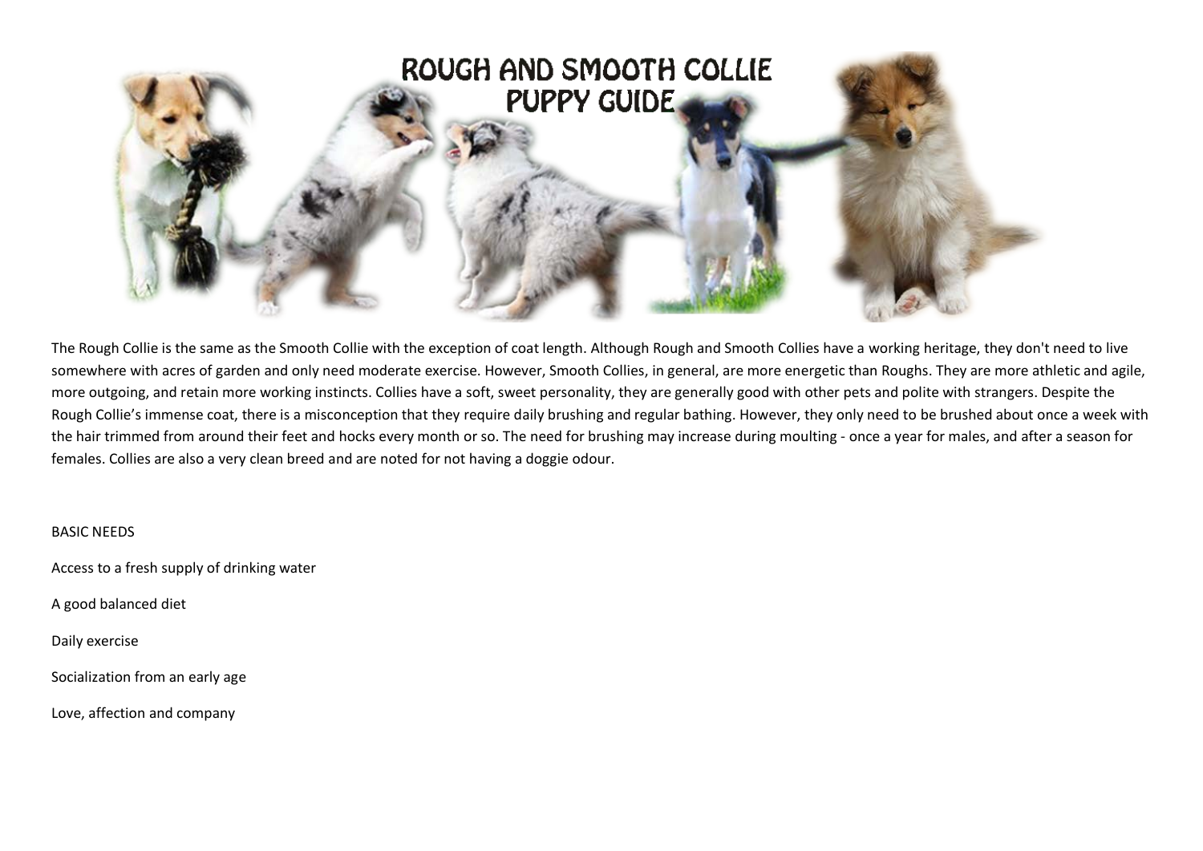# ROUGH AND SMOOTH COLLIE PUPPY GUIDE

The Rough Collie is the same as the Smooth Collie with the exception of coat length. Although Rough and Smooth Collies have a working heritage, they don't need to live somewhere with acres of garden and only need moderate exercise. However, Smooth Collies, in general, are more energetic than Roughs. They are more athletic and agile, more outgoing, and retain more working instincts. Collies have a soft, sweet personality, they are generally good with other pets and polite with strangers. Despite the Rough Collie's immense coat, there is a misconception that they require daily brushing and regular bathing. However, they only need to be brushed about once a week with the hair trimmed from around their feet and hocks every month or so. The need for brushing may increase during moulting - once a year for males, and after a season for females. Collies are also a very clean breed and are noted for not having a doggie odour.

BASIC NEEDS

Access to a fresh supply of drinking water

A good balanced diet

Daily exercise

Socialization from an early age

Love, affection and company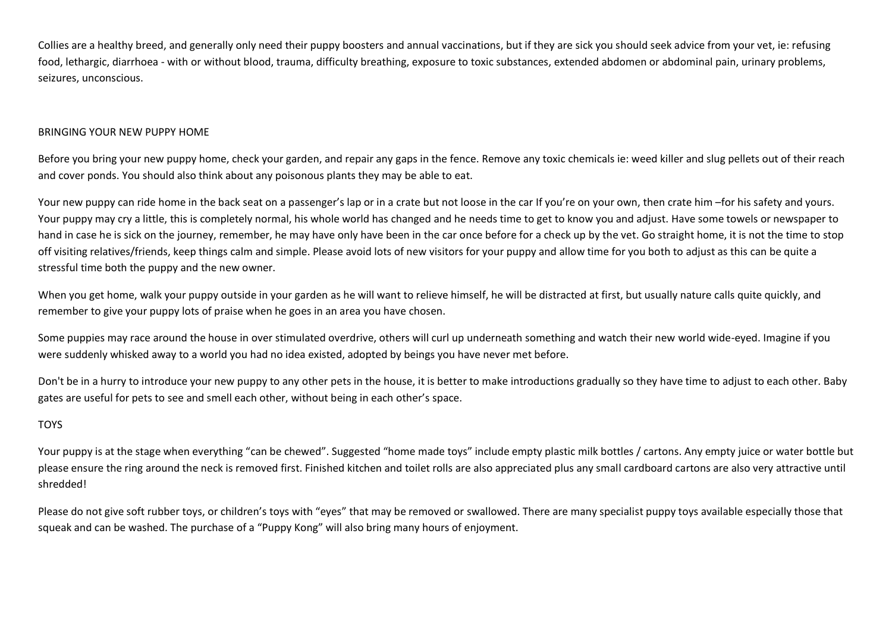Collies are a healthy breed, and generally only need their puppy boosters and annual vaccinations, but if they are sick you should seek advice from your vet, ie: refusing food, lethargic, diarrhoea - with or without blood, trauma, difficulty breathing, exposure to toxic substances, extended abdomen or abdominal pain, urinary problems, seizures, unconscious.

## BRINGING YOUR NEW PUPPY HOME

Before you bring your new puppy home, check your garden, and repair any gaps in the fence. Remove any toxic chemicals ie: weed killer and slug pellets out of their reach and cover ponds. You should also think about any poisonous plants they may be able to eat.

Your new puppy can ride home in the back seat on a passenger's lap or in a crate but not loose in the car If you're on your own, then crate him –for his safety and yours. Your puppy may cry a little, this is completely normal, his whole world has changed and he needs time to get to know you and adjust. Have some towels or newspaper to hand in case he is sick on the journey, remember, he may have only have been in the car once before for a check up by the vet. Go straight home, it is not the time to stop off visiting relatives/friends, keep things calm and simple. Please avoid lots of new visitors for your puppy and allow time for you both to adjust as this can be quite a stressful time both the puppy and the new owner.

When you get home, walk your puppy outside in your garden as he will want to relieve himself, he will be distracted at first, but usually nature calls quite quickly, and remember to give your puppy lots of praise when he goes in an area you have chosen.

Some puppies may race around the house in over stimulated overdrive, others will curl up underneath something and watch their new world wide-eyed. Imagine if you were suddenly whisked away to a world you had no idea existed, adopted by beings you have never met before.

Don't be in a hurry to introduce your new puppy to any other pets in the house, it is better to make introductions gradually so they have time to adjust to each other. Baby gates are useful for pets to see and smell each other, without being in each other's space.

## TOYS

Your puppy is at the stage when everything "can be chewed". Suggested "home made toys" include empty plastic milk bottles / cartons. Any empty juice or water bottle but please ensure the ring around the neck is removed first. Finished kitchen and toilet rolls are also appreciated plus any small cardboard cartons are also very attractive until shredded!

Please do not give soft rubber toys, or children's toys with "eyes" that may be removed or swallowed. There are many specialist puppy toys available especially those that squeak and can be washed. The purchase of a "Puppy Kong" will also bring many hours of enjoyment.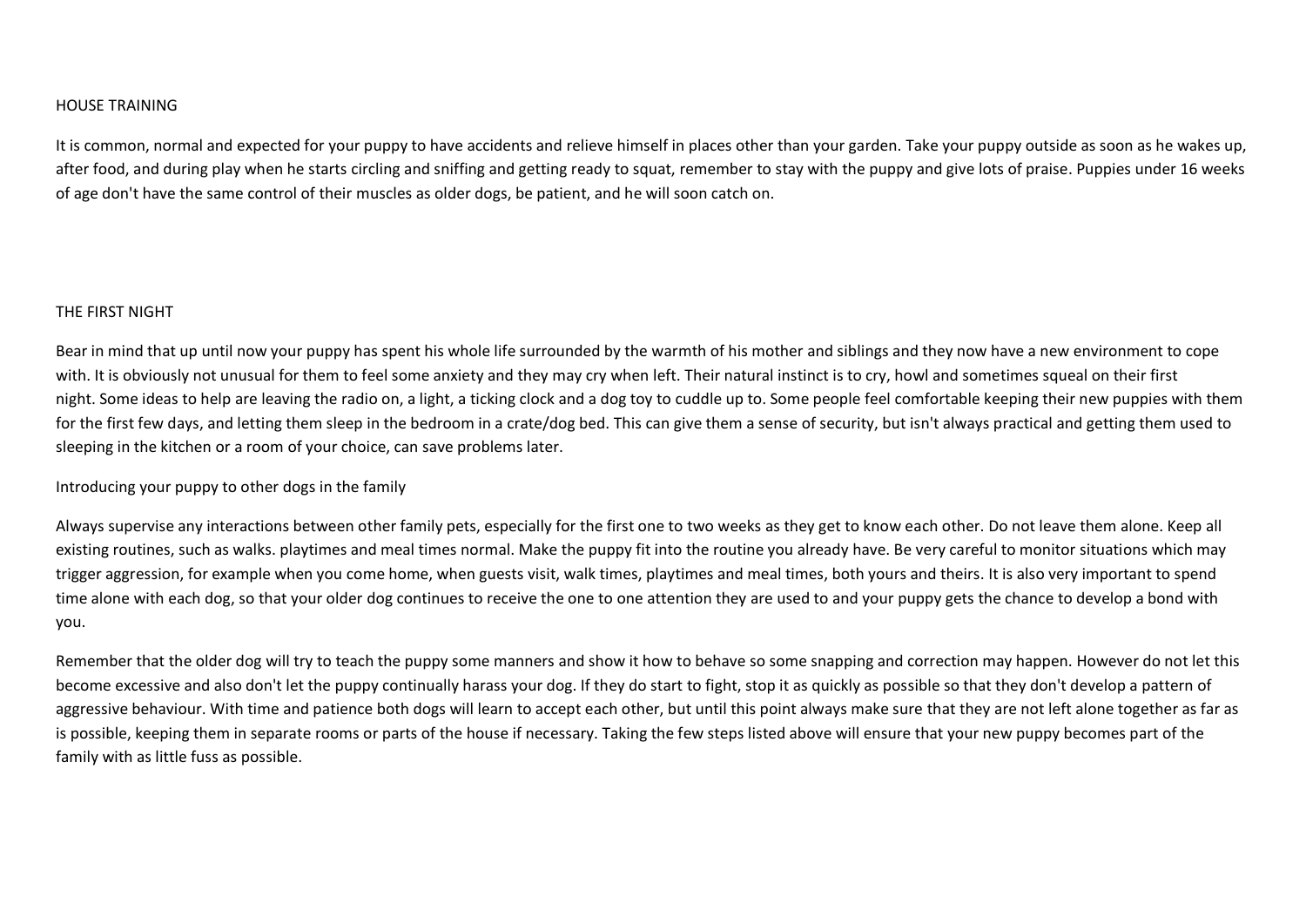## HOUSE TRAINING

It is common, normal and expected for your puppy to have accidents and relieve himself in places other than your garden. Take your puppy outside as soon as he wakes up, after food, and during play when he starts circling and sniffing and getting ready to squat, remember to stay with the puppy and give lots of praise. Puppies under 16 weeks of age don't have the same control of their muscles as older dogs, be patient, and he will soon catch on.

## THE FIRST NIGHT

Bear in mind that up until now your puppy has spent his whole life surrounded by the warmth of his mother and siblings and they now have a new environment to cope with. It is obviously not unusual for them to feel some anxiety and they may cry when left. Their natural instinct is to cry, howl and sometimes squeal on their first night. Some ideas to help are leaving the radio on, a light, a ticking clock and a dog toy to cuddle up to. Some people feel comfortable keeping their new puppies with them for the first few days, and letting them sleep in the bedroom in a crate/dog bed. This can give them a sense of security, but isn't always practical and getting them used to sleeping in the kitchen or a room of your choice, can save problems later.

### Introducing your puppy to other dogs in the family

Always supervise any interactions between other family pets, especially for the first one to two weeks as they get to know each other. Do not leave them alone. Keep all existing routines, such as walks. playtimes and meal times normal. Make the puppy fit into the routine you already have. Be very careful to monitor situations which may trigger aggression, for example when you come home, when guests visit, walk times, playtimes and meal times, both yours and theirs. It is also very important to spend time alone with each dog, so that your older dog continues to receive the one to one attention they are used to and your puppy gets the chance to develop a bond with you.

Remember that the older dog will try to teach the puppy some manners and show it how to behave so some snapping and correction may happen. However do not let this become excessive and also don't let the puppy continually harass your dog. If they do start to fight, stop it as quickly as possible so that they don't develop a pattern of aggressive behaviour. With time and patience both dogs will learn to accept each other, but until this point always make sure that they are not left alone together as far as is possible, keeping them in separate rooms or parts of the house if necessary. Taking the few steps listed above will ensure that your new puppy becomes part of the family with as little fuss as possible.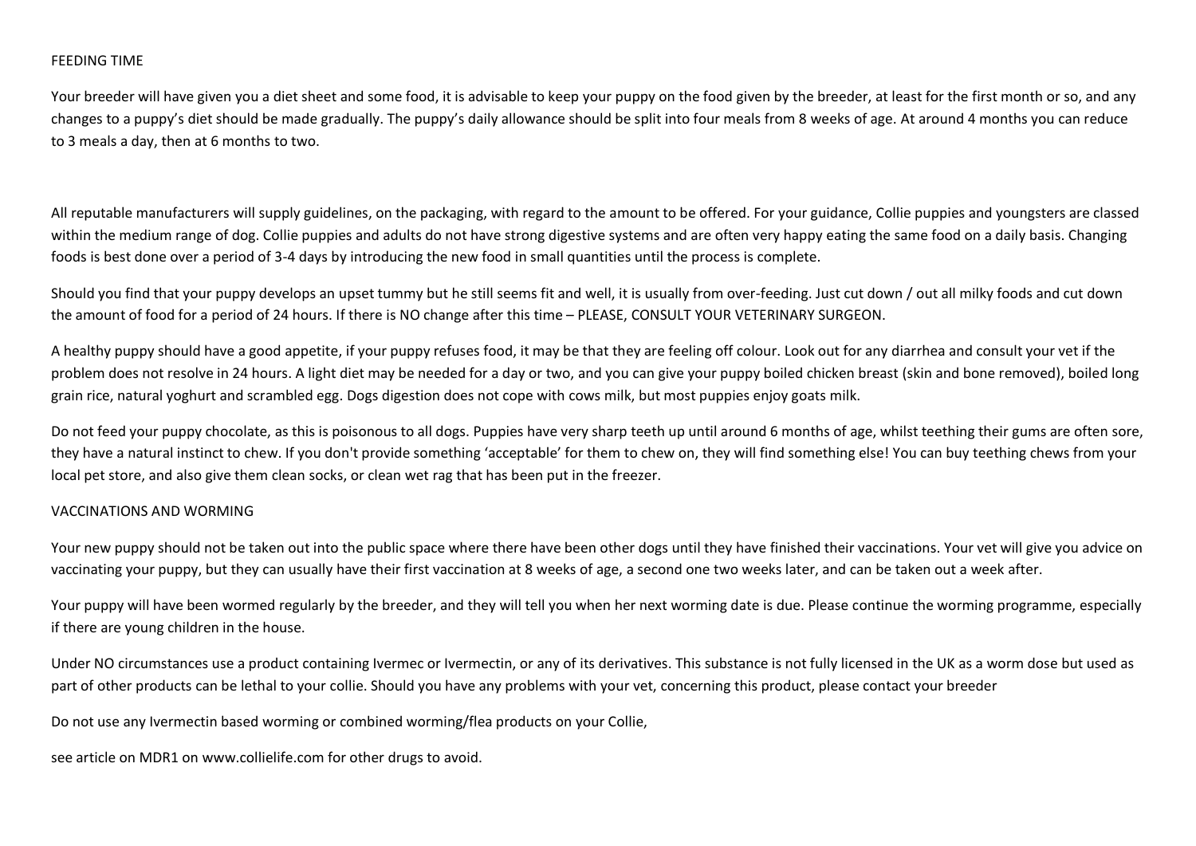## FEEDING TIME

Your breeder will have given you a diet sheet and some food, it is advisable to keep your puppy on the food given by the breeder, at least for the first month or so, and any changes to a puppy's diet should be made gradually. The puppy's daily allowance should be split into four meals from 8 weeks of age. At around 4 months you can reduce to 3 meals a day, then at 6 months to two.

All reputable manufacturers will supply guidelines, on the packaging, with regard to the amount to be offered. For your guidance, Collie puppies and youngsters are classed within the medium range of dog. Collie puppies and adults do not have strong digestive systems and are often very happy eating the same food on a daily basis. Changing foods is best done over a period of 3-4 days by introducing the new food in small quantities until the process is complete.

Should you find that your puppy develops an upset tummy but he still seems fit and well, it is usually from over-feeding. Just cut down / out all milky foods and cut down the amount of food for a period of 24 hours. If there is NO change after this time – PLEASE, CONSULT YOUR VETERINARY SURGEON.

A healthy puppy should have a good appetite, if your puppy refuses food, it may be that they are feeling off colour. Look out for any diarrhea and consult your vet if the problem does not resolve in 24 hours. A light diet may be needed for a day or two, and you can give your puppy boiled chicken breast (skin and bone removed), boiled long grain rice, natural yoghurt and scrambled egg. Dogs digestion does not cope with cows milk, but most puppies enjoy goats milk.

Do not feed your puppy chocolate, as this is poisonous to all dogs. Puppies have very sharp teeth up until around 6 months of age, whilst teething their gums are often sore, they have a natural instinct to chew. If you don't provide something 'acceptable' for them to chew on, they will find something else! You can buy teething chews from your local pet store, and also give them clean socks, or clean wet rag that has been put in the freezer.

## VACCINATIONS AND WORMING

Your new puppy should not be taken out into the public space where there have been other dogs until they have finished their vaccinations. Your vet will give you advice on vaccinating your puppy, but they can usually have their first vaccination at 8 weeks of age, a second one two weeks later, and can be taken out a week after.

Your puppy will have been wormed regularly by the breeder, and they will tell you when her next worming date is due. Please continue the worming programme, especially if there are young children in the house.

Under NO circumstances use a product containing Ivermec or Ivermectin, or any of its derivatives. This substance is not fully licensed in the UK as a worm dose but used as part of other products can be lethal to your collie. Should you have any problems with your vet, concerning this product, please contact your breeder

Do not use any Ivermectin based worming or combined worming/flea products on your Collie,

see article on MDR1 on www.collielife.com for other drugs to avoid.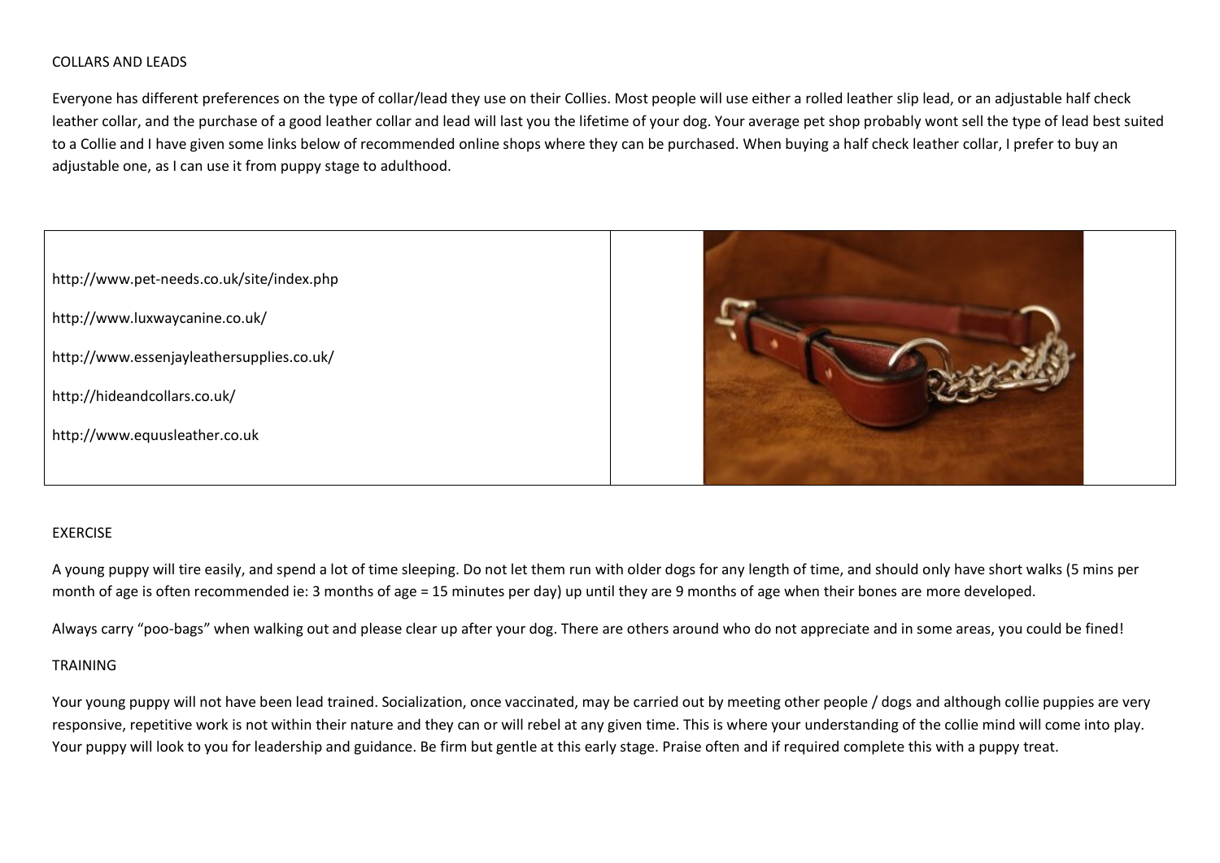## COLLARS AND LEADS

Everyone has different preferences on the type of collar/lead they use on their Collies. Most people will use either a rolled leather slip lead, or an adjustable half check leather collar, and the purchase of a good leather collar and lead will last you the lifetime of your dog. Your average pet shop probably wont sell the type of lead best suited to a Collie and I have given some links below of recommended online shops where they can be purchased. When buying a half check leather collar, I prefer to buy an adjustable one, as I can use it from puppy stage to adulthood.

http://www.pet-needs.co.uk/site/index.php

http://www.luxwaycanine.co.uk/

http://www.essenjayleathersupplies.co.uk/

http://hideandcollars.co.uk/

http://www.equusleather.co.uk

## EXERCISE

A young puppy will tire easily, and spend a lot of time sleeping. Do not let them run with older dogs for any length of time, and should only have short walks (5 mins per month of age is often recommended ie: 3 months of age = 15 minutes per day) up until they are 9 months of age when their bones are more developed.

Always carry "poo-bags" when walking out and please clear up after your dog. There are others around who do not appreciate and in some areas, you could be fined!

## TRAINING

Your young puppy will not have been lead trained. Socialization, once vaccinated, may be carried out by meeting other people / dogs and although collie puppies are very responsive, repetitive work is not within their nature and they can or will rebel at any given time. This is where your understanding of the collie mind will come into play. Your puppy will look to you for leadership and guidance. Be firm but gentle at this early stage. Praise often and if required complete this with a puppy treat.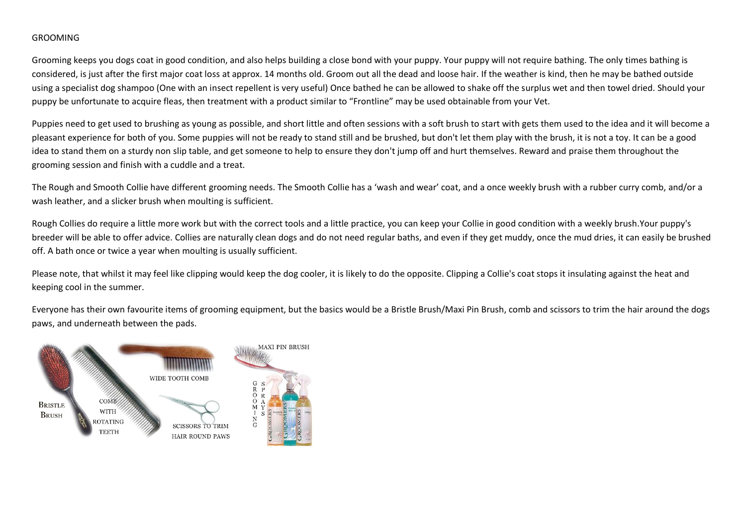# GROOMING

Grooming keeps you dogs coat in good condition, and also helps building a close bond with your puppy. Your puppy will not require bathing. The only times bathing is considered, is just after the first major coat loss at approx. 14 months old. Groom out all the dead and loose hair. If the weather is kind, then he may be bathed outside using a specialist dog shampoo (One with an insect repellent is very useful) Once bathed he can be allowed to shake off the surplus wet and then towel dried. Should your puppy be unfortunate to acquire fleas, then treatment with a product similar to "Frontline" may be used obtainable from your Vet.

Puppies need to get used to brushing as young as possible, and short little and often sessions with a soft brush to start with gets them used to the idea and it will become a pleasant experience for both of you. Some puppies will not be ready to stand still and be brushed, but don't let them play with the brush, it is not a toy. It can be a good idea to stand them on a sturdy non slip table, and get someone to help to ensure they don't jump off and hurt themselves. Reward and praise them throughout the grooming session and finish with a cuddle and a treat.

The Rough and Smooth Collie have different grooming needs. The Smooth Collie has a 'wash and wear' coat, and a once weekly brush with a rubber curry comb, and/or a wash leather, and a slicker brush when moulting is sufficient.

Rough Collies do require a little more work but with the correct tools and a little practice, you can keep your Collie in good condition with a weekly brush.Your puppy's breeder will be able to offer advice. Collies are naturally clean dogs and do not need regular baths, and even if they get muddy, once the mud dries, it can easily be brushed off. A bath once or twice a year when moulting is usually sufficient.

Please note, that whilst it may feel like clipping would keep the dog cooler, it is likely to do the opposite. Clipping a Collie's coat stops it insulating against the heat and keeping cool in the summer.

Everyone has their own favourite items of grooming equipment, but the basics would be a Bristle Brush/Maxi Pin Brush, comb and scissors to trim the hair around the dogs paws, and underneath between the pads.

BRISTLE BRUSH

COMB WITH ROTATING TEETH

WIDE TOOTH COMB

SCISSORS TO TRIM HAIR ROUND PAWS

MAXI PIN BRUSH

GROOMING SPRAYS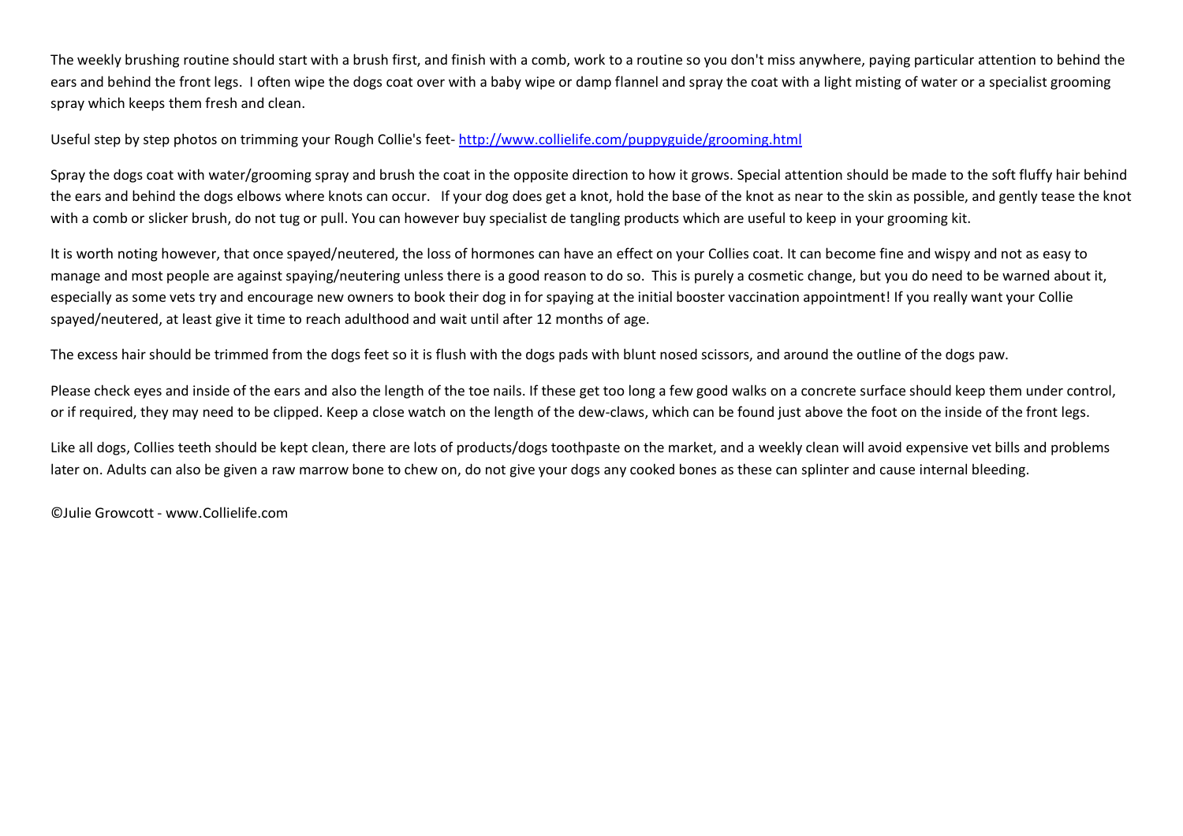The weekly brushing routine should start with a brush first, and finish with a comb, work to a routine so you don't miss anywhere, paying particular attention to behind the ears and behind the front legs. I often wipe the dogs coat over with a baby wipe or damp flannel and spray the coat with a light misting of water or a specialist grooming spray which keeps them fresh and clean.

Useful step by step photos on trimming your Rough Collie's feet- [http://www.collielife.com/puppyguide/grooming.html](http://www.collielife.com/puppyguide/grooming.html)

Spray the dogs coat with water/grooming spray and brush the coat in the opposite direction to how it grows. Special attention should be made to the soft fluffy hair behind the ears and behind the dogs elbows where knots can occur. If your dog does get a knot, hold the base of the knot as near to the skin as possible, and gently tease the knot with a comb or slicker brush, do not tug or pull. You can however buy specialist de tangling products which are useful to keep in your grooming kit.

It is worth noting however, that once spayed/neutered, the loss of hormones can have an effect on your Collies coat. It can become fine and wispy and not as easy to manage and most people are against spaying/neutering unless there is a good reason to do so. This is purely a cosmetic change, but you do need to be warned about it, especially as some vets try and encourage new owners to book their dog in for spaying at the initial booster vaccination appointment! If you really want your Collie spayed/neutered, at least give it time to reach adulthood and wait until after 12 months of age.

The excess hair should be trimmed from the dogs feet so it is flush with the dogs pads with blunt nosed scissors, and around the outline of the dogs paw.

Please check eyes and inside of the ears and also the length of the toe nails. If these get too long a few good walks on a concrete surface should keep them under control, or if required, they may need to be clipped. Keep a close watch on the length of the dew-claws, which can be found just above the foot on the inside of the front legs.

Like all dogs, Collies teeth should be kept clean, there are lots of products/dogs toothpaste on the market, and a weekly clean will avoid expensive vet bills and problems later on. Adults can also be given a raw marrow bone to chew on, do not give your dogs any cooked bones as these can splinter and cause internal bleeding.

©Julie Growcott - www.Collielife.com